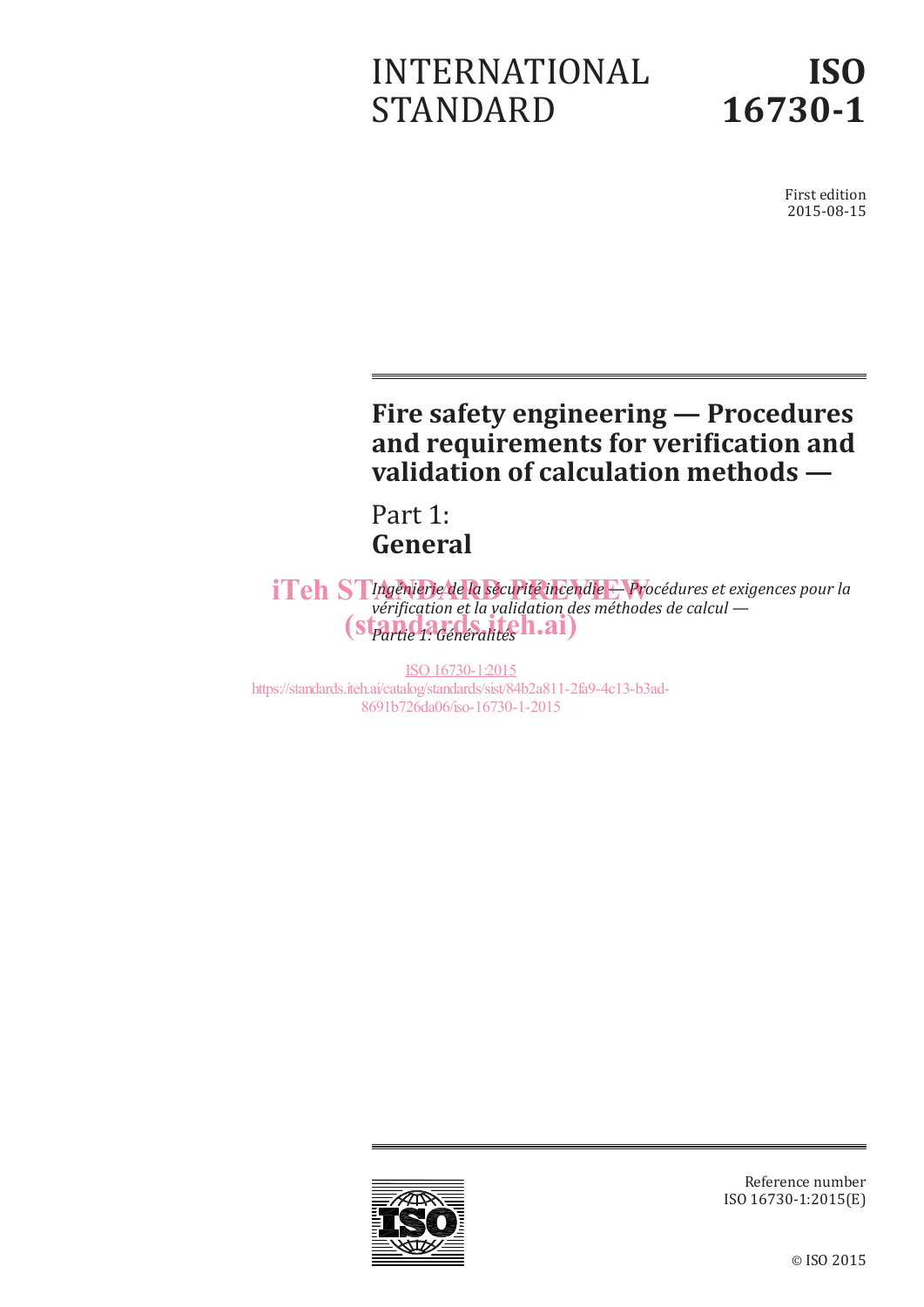# INTERNATIONAL STANDARD

# ISO 16730-1

First edition
2015-08-15

## Fire safety engineering — Procedures and requirements for verification and validation of calculation methods —

## Part 1: General

*Ingénierie de la sécurité incendie — Procédures et exigences pour la vérification et la validation des méthodes de calcul —*
*Partie 1: Généralités*

iTeh STANDARD PREVIEW
(standards.iteh.ai)

ISO 16730-1:2015
https://standards.iteh.ai/catalog/standards/sist/84b2a811-2fa9-4c13-b3ad-8691b726da06/iso-16730-1-2015

Reference number
ISO 16730-1:2015(E)

© ISO 2015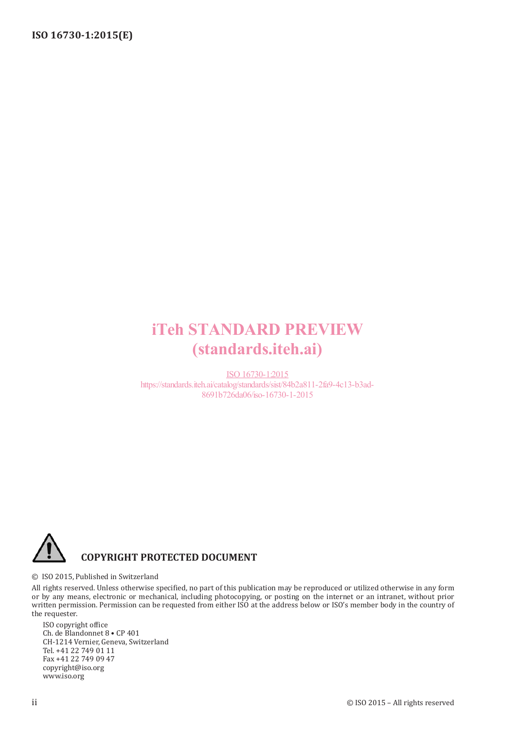iTeh STANDARD PREVIEW
(standards.iteh.ai)

ISO 16730-1:2015
https://standards.iteh.ai/catalog/standards/sist/84b2a811-2fa9-4c13-b3ad-8691b726da06/iso-16730-1-2015

**COPYRIGHT PROTECTED DOCUMENT**

© ISO 2015, Published in Switzerland

All rights reserved. Unless otherwise specified, no part of this publication may be reproduced or utilized otherwise in any form or by any means, electronic or mechanical, including photocopying, or posting on the internet or an intranet, without prior written permission. Permission can be requested from either ISO at the address below or ISO's member body in the country of the requester.

ISO copyright office
Ch. de Blandonnet 8 • CP 401
CH-1214 Vernier, Geneva, Switzerland
Tel. +41 22 749 01 11
Fax +41 22 749 09 47
copyright@iso.org
www.iso.org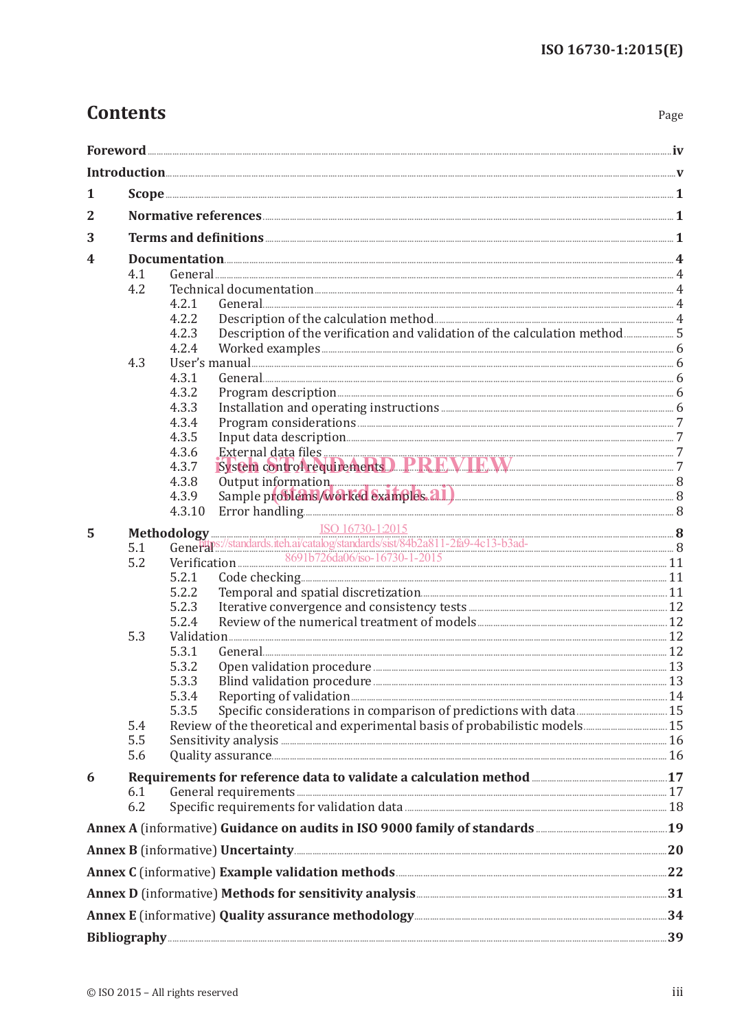# Contents

Page

| | | |
|---|---|---|
| **Foreword** | | **iv** |
| **Introduction** | | **v** |
| **1** | **Scope** | **1** |
| **2** | **Normative references** | **1** |
| **3** | **Terms and definitions** | **1** |
| **4** | **Documentation** | **4** |
| 4.1 | General | 4 |
| 4.2 | Technical documentation | 4 |
| 4.2.1 | General | 4 |
| 4.2.2 | Description of the calculation method | 4 |
| 4.2.3 | Description of the verification and validation of the calculation method | 5 |
| 4.2.4 | Worked examples | 6 |
| 4.3 | User's manual | 6 |
| 4.3.1 | General | 6 |
| 4.3.2 | Program description | 6 |
| 4.3.3 | Installation and operating instructions | 6 |
| 4.3.4 | Program considerations | 7 |
| 4.3.5 | Input data description | 7 |
| 4.3.6 | External data files | 7 |
| 4.3.7 | System control requirements | 7 |
| 4.3.8 | Output information | 8 |
| 4.3.9 | Sample problems/worked examples | 8 |
| 4.3.10 | Error handling | 8 |
| **5** | **Methodology** | **8** |
| 5.1 | General | 8 |
| 5.2 | Verification | 11 |
| 5.2.1 | Code checking | 11 |
| 5.2.2 | Temporal and spatial discretization | 11 |
| 5.2.3 | Iterative convergence and consistency tests | 12 |
| 5.2.4 | Review of the numerical treatment of models | 12 |
| 5.3 | Validation | 12 |
| 5.3.1 | General | 12 |
| 5.3.2 | Open validation procedure | 13 |
| 5.3.3 | Blind validation procedure | 13 |
| 5.3.4 | Reporting of validation | 14 |
| 5.3.5 | Specific considerations in comparison of predictions with data | 15 |
| 5.4 | Review of the theoretical and experimental basis of probabilistic models | 15 |
| 5.5 | Sensitivity analysis | 16 |
| 5.6 | Quality assurance | 16 |
| **6** | **Requirements for reference data to validate a calculation method** | **17** |
| 6.1 | General requirements | 17 |
| 6.2 | Specific requirements for validation data | 18 |
| **Annex A** (informative) **Guidance on audits in ISO 9000 family of standards** | | **19** |
| **Annex B** (informative) **Uncertainty** | | **20** |
| **Annex C** (informative) **Example validation methods** | | **22** |
| **Annex D** (informative) **Methods for sensitivity analysis** | | **31** |
| **Annex E** (informative) **Quality assurance methodology** | | **34** |
| **Bibliography** | | **39** |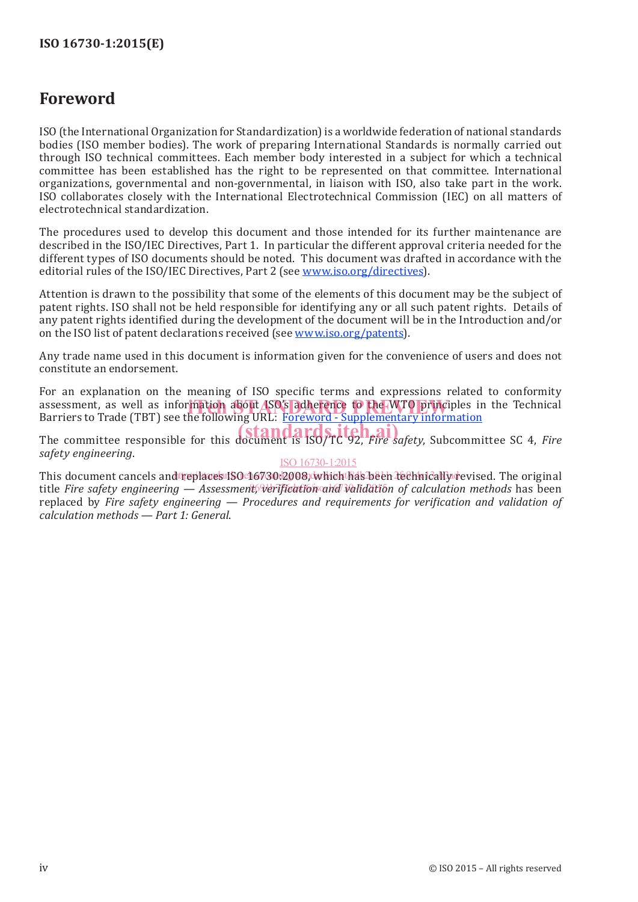# Foreword

ISO (the International Organization for Standardization) is a worldwide federation of national standards bodies (ISO member bodies). The work of preparing International Standards is normally carried out through ISO technical committees. Each member body interested in a subject for which a technical committee has been established has the right to be represented on that committee. International organizations, governmental and non-governmental, in liaison with ISO, also take part in the work. ISO collaborates closely with the International Electrotechnical Commission (IEC) on all matters of electrotechnical standardization.

The procedures used to develop this document and those intended for its further maintenance are described in the ISO/IEC Directives, Part 1. In particular the different approval criteria needed for the different types of ISO documents should be noted. This document was drafted in accordance with the editorial rules of the ISO/IEC Directives, Part 2 (see www.iso.org/directives).

Attention is drawn to the possibility that some of the elements of this document may be the subject of patent rights. ISO shall not be held responsible for identifying any or all such patent rights. Details of any patent rights identified during the development of the document will be in the Introduction and/or on the ISO list of patent declarations received (see www.iso.org/patents).

Any trade name used in this document is information given for the convenience of users and does not constitute an endorsement.

For an explanation on the meaning of ISO specific terms and expressions related to conformity assessment, as well as information about ISO's adherence to the WTO principles in the Technical Barriers to Trade (TBT) see the following URL: Foreword - Supplementary information

The committee responsible for this document is ISO/TC 92, *Fire safety*, Subcommittee SC 4, *Fire safety engineering*.

This document cancels and replaces ISO 16730:2008, which has been technically revised. The original title *Fire safety engineering — Assessment, verification and validation of calculation methods* has been replaced by *Fire safety engineering — Procedures and requirements for verification and validation of calculation methods — Part 1: General*.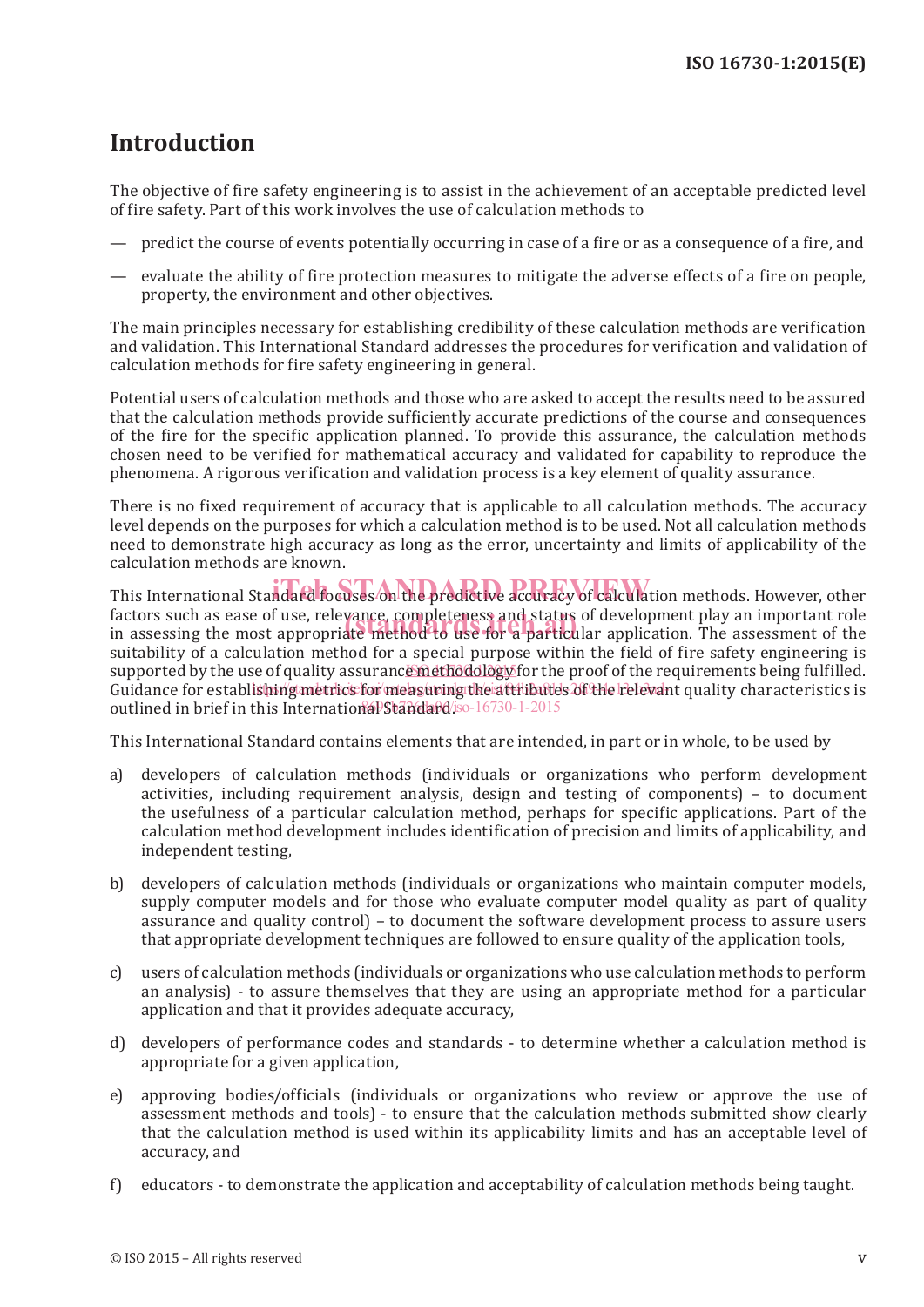# Introduction

The objective of fire safety engineering is to assist in the achievement of an acceptable predicted level of fire safety. Part of this work involves the use of calculation methods to

— predict the course of events potentially occurring in case of a fire or as a consequence of a fire, and

— evaluate the ability of fire protection measures to mitigate the adverse effects of a fire on people, property, the environment and other objectives.

The main principles necessary for establishing credibility of these calculation methods are verification and validation. This International Standard addresses the procedures for verification and validation of calculation methods for fire safety engineering in general.

Potential users of calculation methods and those who are asked to accept the results need to be assured that the calculation methods provide sufficiently accurate predictions of the course and consequences of the fire for the specific application planned. To provide this assurance, the calculation methods chosen need to be verified for mathematical accuracy and validated for capability to reproduce the phenomena. A rigorous verification and validation process is a key element of quality assurance.

There is no fixed requirement of accuracy that is applicable to all calculation methods. The accuracy level depends on the purposes for which a calculation method is to be used. Not all calculation methods need to demonstrate high accuracy as long as the error, uncertainty and limits of applicability of the calculation methods are known.

This International Standard focuses on the predictive accuracy of calculation methods. However, other factors such as ease of use, relevance, completeness and status of development play an important role in assessing the most appropriate method to use for a particular application. The assessment of the suitability of a calculation method for a special purpose within the field of fire safety engineering is supported by the use of quality assurance methodology for the proof of the requirements being fulfilled. Guidance for establishing metrics for measuring the attributes of the relevant quality characteristics is outlined in brief in this International Standard.

This International Standard contains elements that are intended, in part or in whole, to be used by

a) developers of calculation methods (individuals or organizations who perform development activities, including requirement analysis, design and testing of components) – to document the usefulness of a particular calculation method, perhaps for specific applications. Part of the calculation method development includes identification of precision and limits of applicability, and independent testing,

b) developers of calculation methods (individuals or organizations who maintain computer models, supply computer models and for those who evaluate computer model quality as part of quality assurance and quality control) – to document the software development process to assure users that appropriate development techniques are followed to ensure quality of the application tools,

c) users of calculation methods (individuals or organizations who use calculation methods to perform an analysis) - to assure themselves that they are using an appropriate method for a particular application and that it provides adequate accuracy,

d) developers of performance codes and standards - to determine whether a calculation method is appropriate for a given application,

e) approving bodies/officials (individuals or organizations who review or approve the use of assessment methods and tools) - to ensure that the calculation methods submitted show clearly that the calculation method is used within its applicability limits and has an acceptable level of accuracy, and

f) educators - to demonstrate the application and acceptability of calculation methods being taught.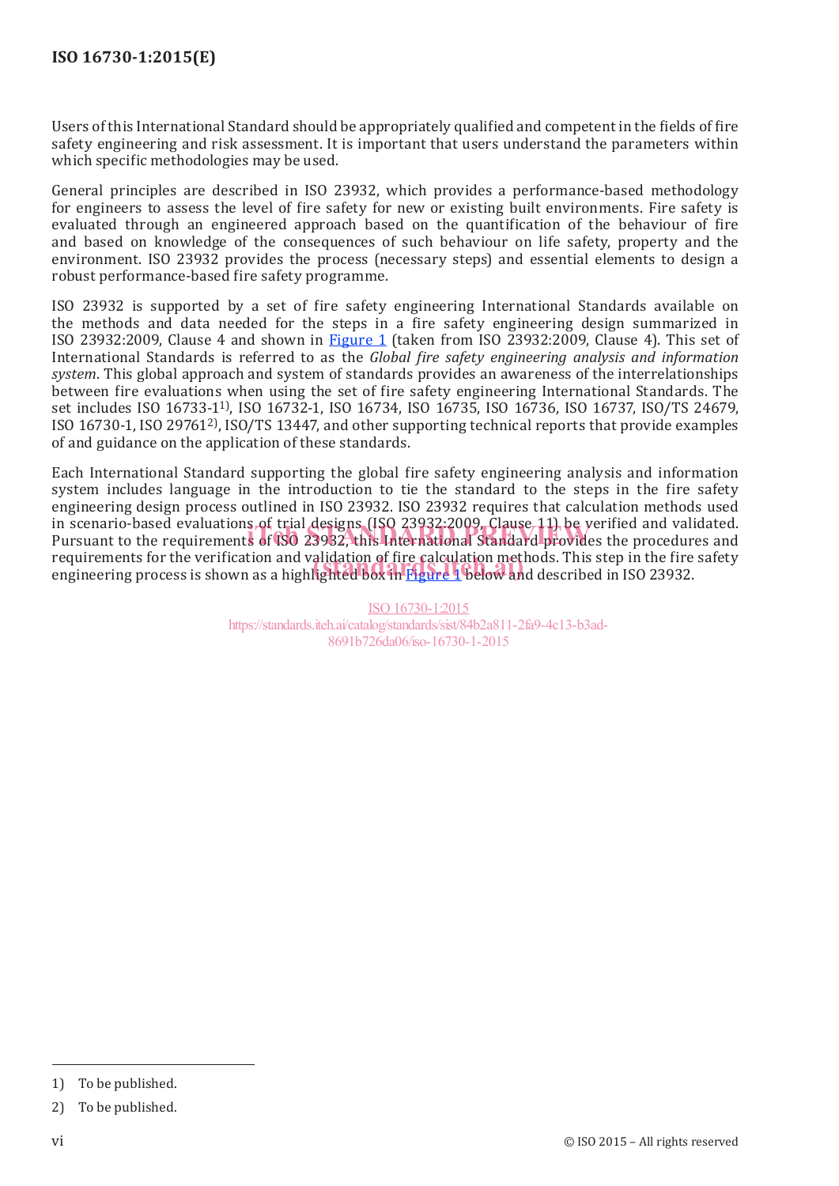Users of this International Standard should be appropriately qualified and competent in the fields of fire safety engineering and risk assessment. It is important that users understand the parameters within which specific methodologies may be used.

General principles are described in ISO 23932, which provides a performance-based methodology for engineers to assess the level of fire safety for new or existing built environments. Fire safety is evaluated through an engineered approach based on the quantification of the behaviour of fire and based on knowledge of the consequences of such behaviour on life safety, property and the environment. ISO 23932 provides the process (necessary steps) and essential elements to design a robust performance-based fire safety programme.

ISO 23932 is supported by a set of fire safety engineering International Standards available on the methods and data needed for the steps in a fire safety engineering design summarized in ISO 23932:2009, Clause 4 and shown in Figure 1 (taken from ISO 23932:2009, Clause 4). This set of International Standards is referred to as the *Global fire safety engineering analysis and information system*. This global approach and system of standards provides an awareness of the interrelationships between fire evaluations when using the set of fire safety engineering International Standards. The set includes ISO 16733-1[1)], ISO 16732-1, ISO 16734, ISO 16735, ISO 16736, ISO 16737, ISO/TS 24679, ISO 16730-1, ISO 29761[2)], ISO/TS 13447, and other supporting technical reports that provide examples of and guidance on the application of these standards.

Each International Standard supporting the global fire safety engineering analysis and information system includes language in the introduction to tie the standard to the steps in the fire safety engineering design process outlined in ISO 23932. ISO 23932 requires that calculation methods used in scenario-based evaluations of trial designs (ISO 23932:2009, Clause 11) be verified and validated. Pursuant to the requirements of ISO 23932, this International Standard provides the procedures and requirements for the verification and validation of fire calculation methods. This step in the fire safety engineering process is shown as a highlighted box in Figure 1 below and described in ISO 23932.

---

1) To be published.

2) To be published.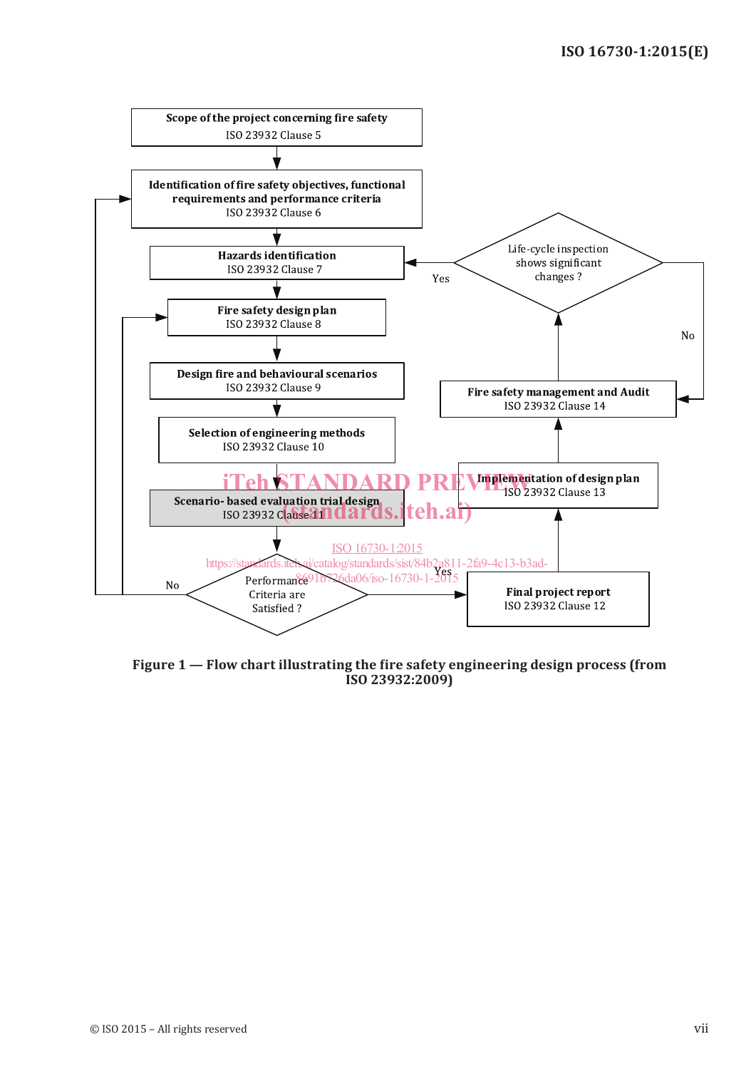Scope of the project concerning fire safety
ISO 23932 Clause 5

Identification of fire safety objectives, functional requirements and performance criteria
ISO 23932 Clause 6

Hazards identification
ISO 23932 Clause 7

Fire safety design plan
ISO 23932 Clause 8

Design fire and behavioural scenarios
ISO 23932 Clause 9

Selection of engineering methods
ISO 23932 Clause 10

Scenario- based evaluation trial design
ISO 23932 Clause 11

Performance Criteria are Satisfied ?

No

Yes

Final project report
ISO 23932 Clause 12

Implementation of design plan
ISO 23932 Clause 13

Fire safety management and Audit
ISO 23932 Clause 14

Life-cycle inspection shows significant changes ?

Yes

No

**Figure 1 — Flow chart illustrating the fire safety engineering design process (from ISO 23932:2009)**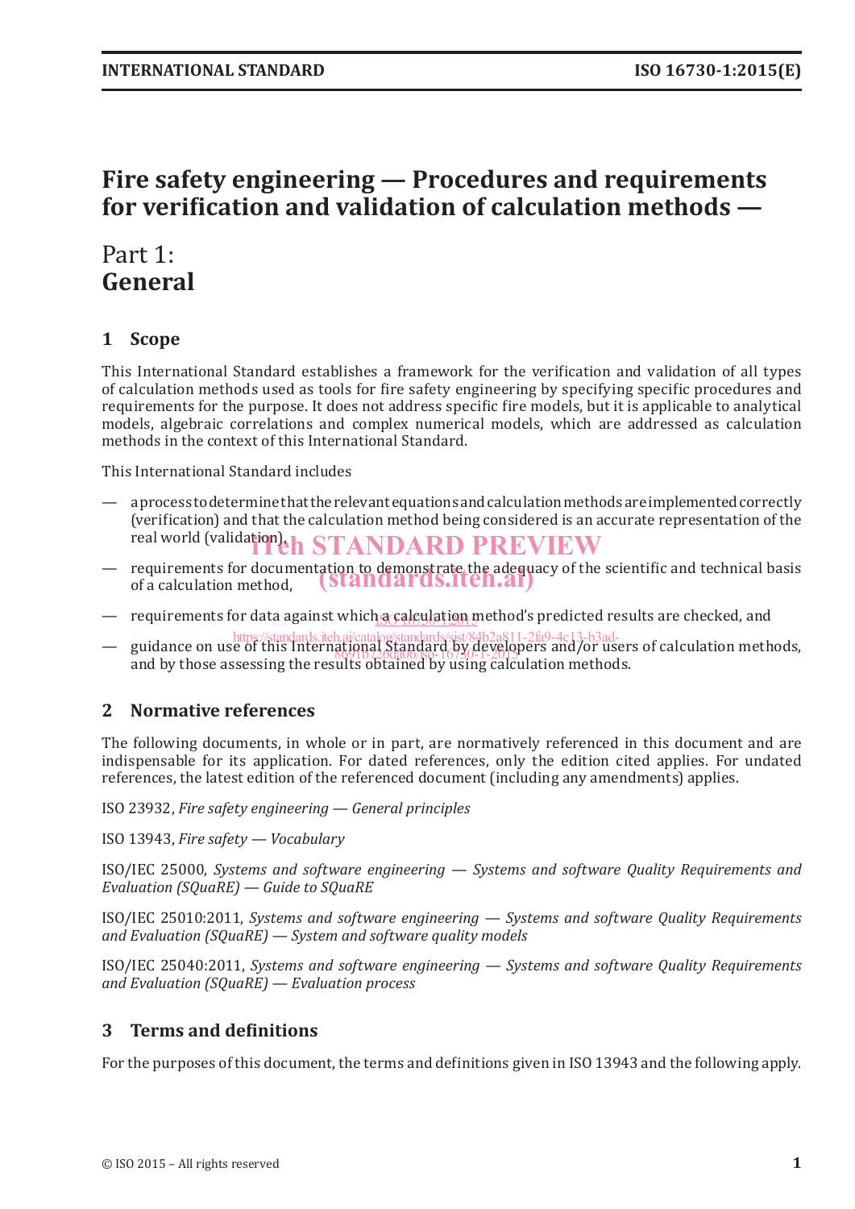# Fire safety engineering — Procedures and requirements for verification and validation of calculation methods —

## Part 1: General

## 1 Scope

This International Standard establishes a framework for the verification and validation of all types of calculation methods used as tools for fire safety engineering by specifying specific procedures and requirements for the purpose. It does not address specific fire models, but it is applicable to analytical models, algebraic correlations and complex numerical models, which are addressed as calculation methods in the context of this International Standard.

This International Standard includes

- a process to determine that the relevant equations and calculation methods are implemented correctly (verification) and that the calculation method being considered is an accurate representation of the real world (validation),
- requirements for documentation to demonstrate the adequacy of the scientific and technical basis of a calculation method,
- requirements for data against which a calculation method's predicted results are checked, and
- guidance on use of this International Standard by developers and/or users of calculation methods, and by those assessing the results obtained by using calculation methods.

## 2 Normative references

The following documents, in whole or in part, are normatively referenced in this document and are indispensable for its application. For dated references, only the edition cited applies. For undated references, the latest edition of the referenced document (including any amendments) applies.

ISO 23932, *Fire safety engineering — General principles*

ISO 13943, *Fire safety — Vocabulary*

ISO/IEC 25000, *Systems and software engineering — Systems and software Quality Requirements and Evaluation (SQuaRE) — Guide to SQuaRE*

ISO/IEC 25010:2011, *Systems and software engineering — Systems and software Quality Requirements and Evaluation (SQuaRE) — System and software quality models*

ISO/IEC 25040:2011, *Systems and software engineering — Systems and software Quality Requirements and Evaluation (SQuaRE) — Evaluation process*

## 3 Terms and definitions

For the purposes of this document, the terms and definitions given in ISO 13943 and the following apply.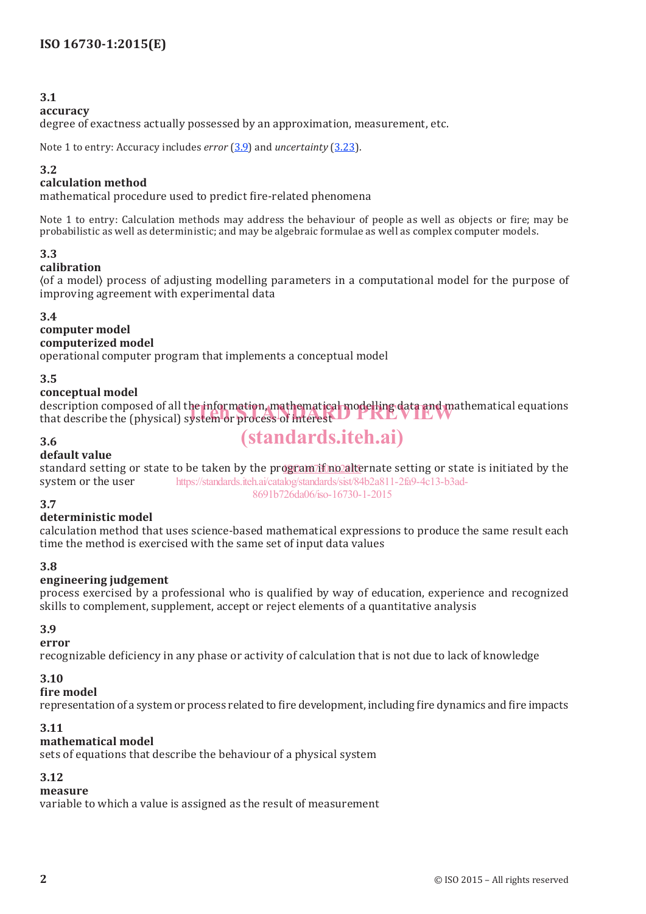**3.1**
**accuracy**
degree of exactness actually possessed by an approximation, measurement, etc.

Note 1 to entry: Accuracy includes *error* (3.9) and *uncertainty* (3.23).

**3.2**
**calculation method**
mathematical procedure used to predict fire-related phenomena

Note 1 to entry: Calculation methods may address the behaviour of people as well as objects or fire; may be probabilistic as well as deterministic; and may be algebraic formulae as well as complex computer models.

**3.3**
**calibration**
⟨of a model⟩ process of adjusting modelling parameters in a computational model for the purpose of improving agreement with experimental data

**3.4**
**computer model**
**computerized model**
operational computer program that implements a conceptual model

**3.5**
**conceptual model**
description composed of all the information, mathematical modelling data and mathematical equations that describe the (physical) system or process of interest

**3.6**
**default value**
standard setting or state to be taken by the program if no alternate setting or state is initiated by the system or the user

**3.7**
**deterministic model**
calculation method that uses science-based mathematical expressions to produce the same result each time the method is exercised with the same set of input data values

**3.8**
**engineering judgement**
process exercised by a professional who is qualified by way of education, experience and recognized skills to complement, supplement, accept or reject elements of a quantitative analysis

**3.9**
**error**
recognizable deficiency in any phase or activity of calculation that is not due to lack of knowledge

**3.10**
**fire model**
representation of a system or process related to fire development, including fire dynamics and fire impacts

**3.11**
**mathematical model**
sets of equations that describe the behaviour of a physical system

**3.12**
**measure**
variable to which a value is assigned as the result of measurement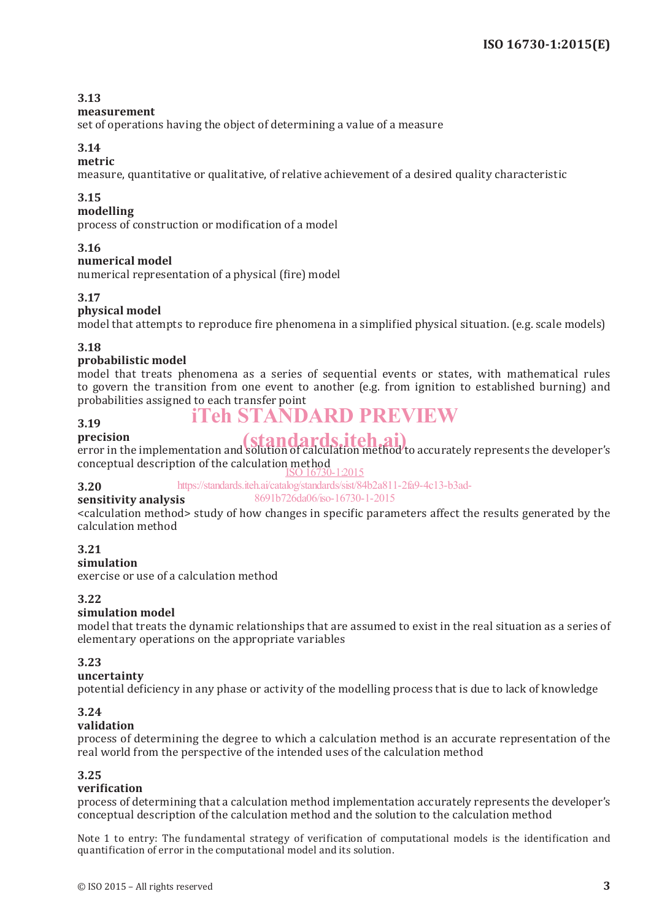### 3.13

**measurement**

set of operations having the object of determining a value of a measure

### 3.14

**metric**

measure, quantitative or qualitative, of relative achievement of a desired quality characteristic

### 3.15

**modelling**

process of construction or modification of a model

### 3.16

**numerical model**

numerical representation of a physical (fire) model

### 3.17

**physical model**

model that attempts to reproduce fire phenomena in a simplified physical situation. (e.g. scale models)

### 3.18

**probabilistic model**

model that treats phenomena as a series of sequential events or states, with mathematical rules to govern the transition from one event to another (e.g. from ignition to established burning) and probabilities assigned to each transfer point

### 3.19

**precision**

error in the implementation and solution of calculation method to accurately represents the developer's conceptual description of the calculation method

### 3.20

**sensitivity analysis**

<calculation method> study of how changes in specific parameters affect the results generated by the calculation method

### 3.21

**simulation**

exercise or use of a calculation method

### 3.22

**simulation model**

model that treats the dynamic relationships that are assumed to exist in the real situation as a series of elementary operations on the appropriate variables

### 3.23

**uncertainty**

potential deficiency in any phase or activity of the modelling process that is due to lack of knowledge

### 3.24

**validation**

process of determining the degree to which a calculation method is an accurate representation of the real world from the perspective of the intended uses of the calculation method

### 3.25

**verification**

process of determining that a calculation method implementation accurately represents the developer's conceptual description of the calculation method and the solution to the calculation method

Note 1 to entry: The fundamental strategy of verification of computational models is the identification and quantification of error in the computational model and its solution.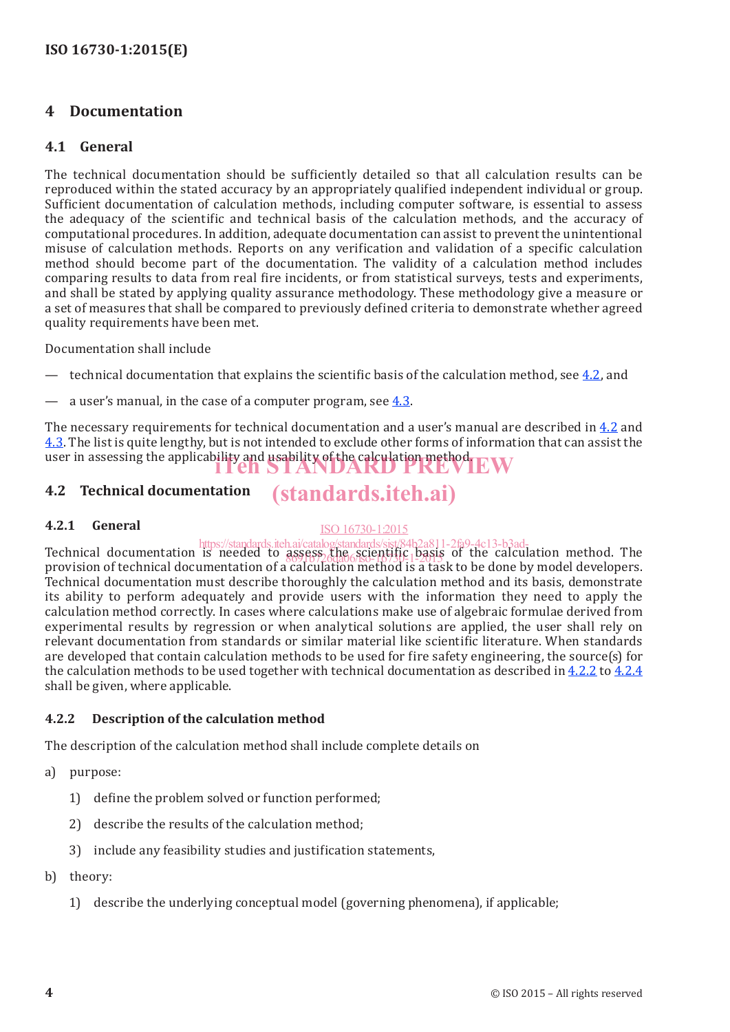## 4 Documentation

### 4.1 General

The technical documentation should be sufficiently detailed so that all calculation results can be reproduced within the stated accuracy by an appropriately qualified independent individual or group. Sufficient documentation of calculation methods, including computer software, is essential to assess the adequacy of the scientific and technical basis of the calculation methods, and the accuracy of computational procedures. In addition, adequate documentation can assist to prevent the unintentional misuse of calculation methods. Reports on any verification and validation of a specific calculation method should become part of the documentation. The validity of a calculation method includes comparing results to data from real fire incidents, or from statistical surveys, tests and experiments, and shall be stated by applying quality assurance methodology. These methodology give a measure or a set of measures that shall be compared to previously defined criteria to demonstrate whether agreed quality requirements have been met.

Documentation shall include

— technical documentation that explains the scientific basis of the calculation method, see 4.2, and

— a user's manual, in the case of a computer program, see 4.3.

The necessary requirements for technical documentation and a user's manual are described in 4.2 and 4.3. The list is quite lengthy, but is not intended to exclude other forms of information that can assist the user in assessing the applicability and usability of the calculation method.

### 4.2 Technical documentation

#### 4.2.1 General

Technical documentation is needed to assess the scientific basis of the calculation method. The provision of technical documentation of a calculation method is a task to be done by model developers. Technical documentation must describe thoroughly the calculation method and its basis, demonstrate its ability to perform adequately and provide users with the information they need to apply the calculation method correctly. In cases where calculations make use of algebraic formulae derived from experimental results by regression or when analytical solutions are applied, the user shall rely on relevant documentation from standards or similar material like scientific literature. When standards are developed that contain calculation methods to be used for fire safety engineering, the source(s) for the calculation methods to be used together with technical documentation as described in 4.2.2 to 4.2.4 shall be given, where applicable.

#### 4.2.2 Description of the calculation method

The description of the calculation method shall include complete details on

a) purpose:

   1) define the problem solved or function performed;

   2) describe the results of the calculation method;

   3) include any feasibility studies and justification statements,

b) theory:

   1) describe the underlying conceptual model (governing phenomena), if applicable;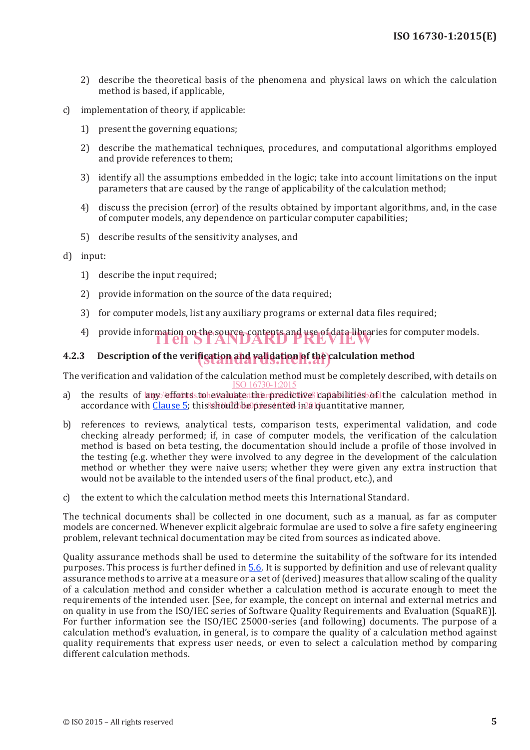2) describe the theoretical basis of the phenomena and physical laws on which the calculation method is based, if applicable,

c) implementation of theory, if applicable:

1) present the governing equations;

2) describe the mathematical techniques, procedures, and computational algorithms employed and provide references to them;

3) identify all the assumptions embedded in the logic; take into account limitations on the input parameters that are caused by the range of applicability of the calculation method;

4) discuss the precision (error) of the results obtained by important algorithms, and, in the case of computer models, any dependence on particular computer capabilities;

5) describe results of the sensitivity analyses, and

d) input:

1) describe the input required;

2) provide information on the source of the data required;

3) for computer models, list any auxiliary programs or external data files required;

4) provide information on the source, contents and use of data libraries for computer models.

### 4.2.3 Description of the verification and validation of the calculation method

The verification and validation of the calculation method must be completely described, with details on

a) the results of any efforts to evaluate the predictive capabilities of the calculation method in accordance with Clause 5; this should be presented in a quantitative manner,

b) references to reviews, analytical tests, comparison tests, experimental validation, and code checking already performed; if, in case of computer models, the verification of the calculation method is based on beta testing, the documentation should include a profile of those involved in the testing (e.g. whether they were involved to any degree in the development of the calculation method or whether they were naive users; whether they were given any extra instruction that would not be available to the intended users of the final product, etc.), and

c) the extent to which the calculation method meets this International Standard.

The technical documents shall be collected in one document, such as a manual, as far as computer models are concerned. Whenever explicit algebraic formulae are used to solve a fire safety engineering problem, relevant technical documentation may be cited from sources as indicated above.

Quality assurance methods shall be used to determine the suitability of the software for its intended purposes. This process is further defined in 5.6. It is supported by definition and use of relevant quality assurance methods to arrive at a measure or a set of (derived) measures that allow scaling of the quality of a calculation method and consider whether a calculation method is accurate enough to meet the requirements of the intended user. [See, for example, the concept on internal and external metrics and on quality in use from the ISO/IEC series of Software Quality Requirements and Evaluation (SquaRE)]. For further information see the ISO/IEC 25000-series (and following) documents. The purpose of a calculation method's evaluation, in general, is to compare the quality of a calculation method against quality requirements that express user needs, or even to select a calculation method by comparing different calculation methods.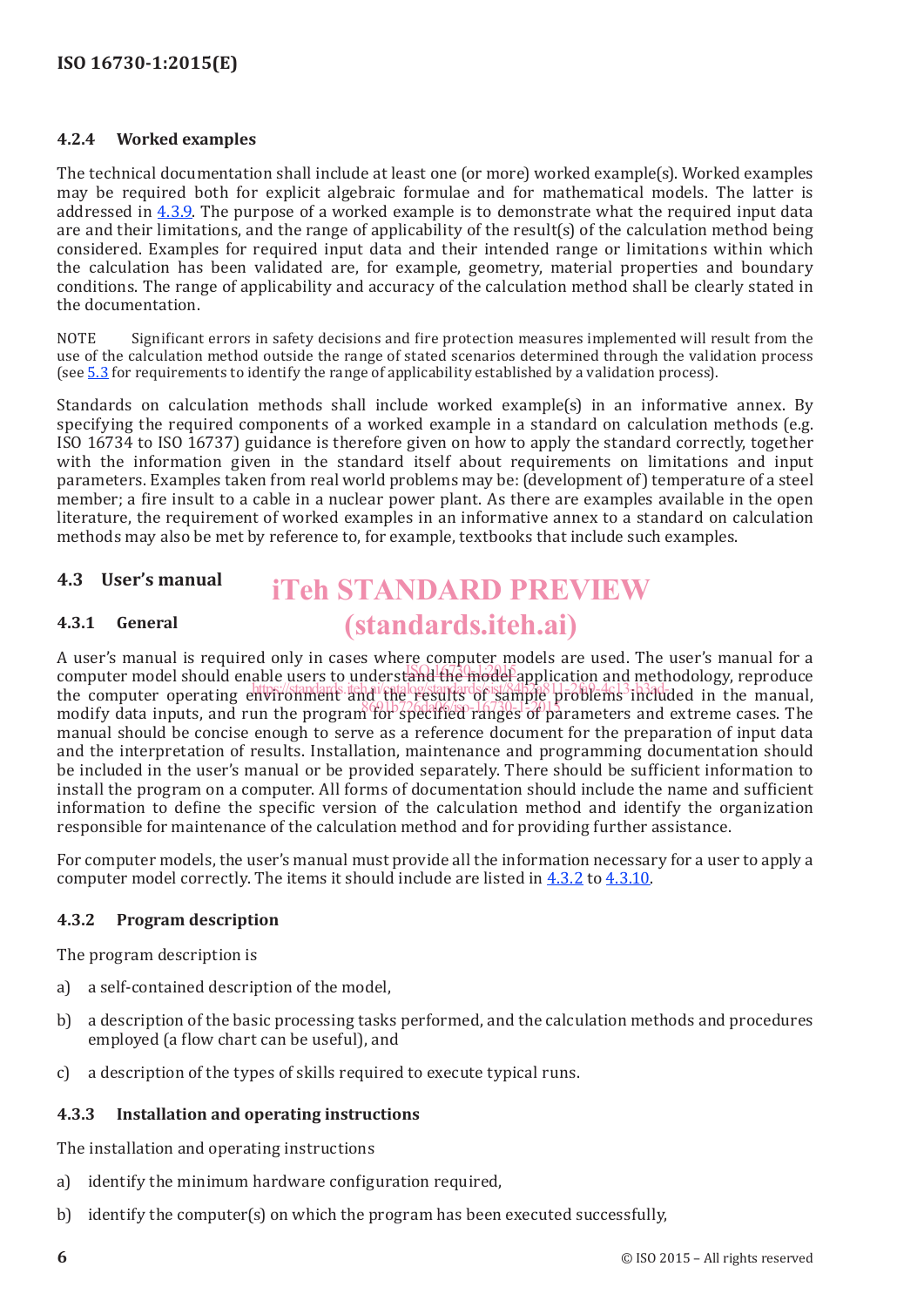### 4.2.4 Worked examples

The technical documentation shall include at least one (or more) worked example(s). Worked examples may be required both for explicit algebraic formulae and for mathematical models. The latter is addressed in 4.3.9. The purpose of a worked example is to demonstrate what the required input data are and their limitations, and the range of applicability of the result(s) of the calculation method being considered. Examples for required input data and their intended range or limitations within which the calculation has been validated are, for example, geometry, material properties and boundary conditions. The range of applicability and accuracy of the calculation method shall be clearly stated in the documentation.

NOTE Significant errors in safety decisions and fire protection measures implemented will result from the use of the calculation method outside the range of stated scenarios determined through the validation process (see 5.3 for requirements to identify the range of applicability established by a validation process).

Standards on calculation methods shall include worked example(s) in an informative annex. By specifying the required components of a worked example in a standard on calculation methods (e.g. ISO 16734 to ISO 16737) guidance is therefore given on how to apply the standard correctly, together with the information given in the standard itself about requirements on limitations and input parameters. Examples taken from real world problems may be: (development of) temperature of a steel member; a fire insult to a cable in a nuclear power plant. As there are examples available in the open literature, the requirement of worked examples in an informative annex to a standard on calculation methods may also be met by reference to, for example, textbooks that include such examples.

## 4.3 User's manual

### 4.3.1 General

A user's manual is required only in cases where computer models are used. The user's manual for a computer model should enable users to understand the model application and methodology, reproduce the computer operating environment and the results of sample problems included in the manual, modify data inputs, and run the program for specified ranges of parameters and extreme cases. The manual should be concise enough to serve as a reference document for the preparation of input data and the interpretation of results. Installation, maintenance and programming documentation should be included in the user's manual or be provided separately. There should be sufficient information to install the program on a computer. All forms of documentation should include the name and sufficient information to define the specific version of the calculation method and identify the organization responsible for maintenance of the calculation method and for providing further assistance.

For computer models, the user's manual must provide all the information necessary for a user to apply a computer model correctly. The items it should include are listed in 4.3.2 to 4.3.10.

### 4.3.2 Program description

The program description is

a) a self-contained description of the model,

b) a description of the basic processing tasks performed, and the calculation methods and procedures employed (a flow chart can be useful), and

c) a description of the types of skills required to execute typical runs.

### 4.3.3 Installation and operating instructions

The installation and operating instructions

a) identify the minimum hardware configuration required,

b) identify the computer(s) on which the program has been executed successfully,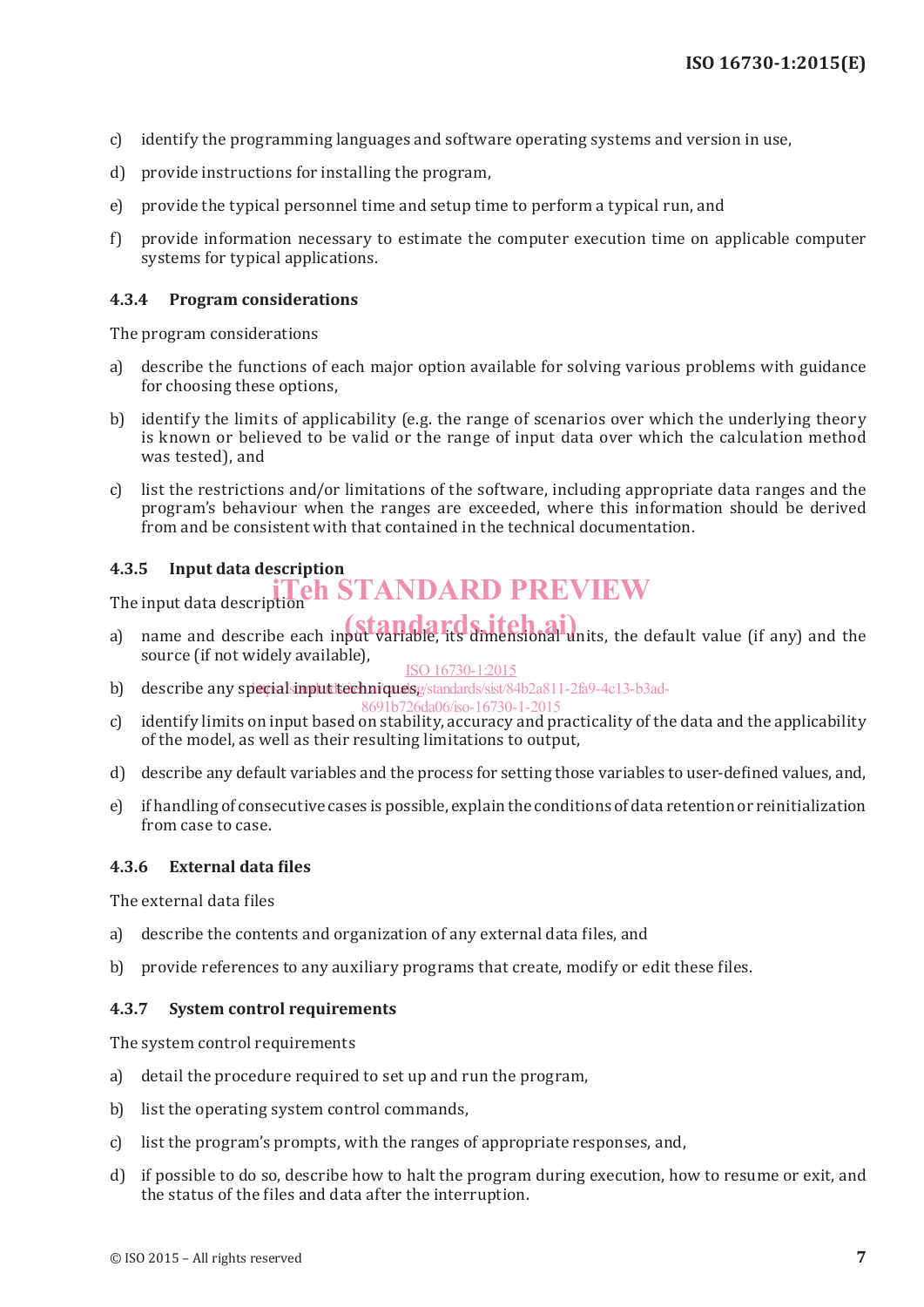c) identify the programming languages and software operating systems and version in use,

d) provide instructions for installing the program,

e) provide the typical personnel time and setup time to perform a typical run, and

f) provide information necessary to estimate the computer execution time on applicable computer systems for typical applications.

### 4.3.4 Program considerations

The program considerations

a) describe the functions of each major option available for solving various problems with guidance for choosing these options,

b) identify the limits of applicability (e.g. the range of scenarios over which the underlying theory is known or believed to be valid or the range of input data over which the calculation method was tested), and

c) list the restrictions and/or limitations of the software, including appropriate data ranges and the program's behaviour when the ranges are exceeded, where this information should be derived from and be consistent with that contained in the technical documentation.

### 4.3.5 Input data description

The input data description

a) name and describe each input variable, its dimensional units, the default value (if any) and the source (if not widely available),

b) describe any special input techniques,

c) identify limits on input based on stability, accuracy and practicality of the data and the applicability of the model, as well as their resulting limitations to output,

d) describe any default variables and the process for setting those variables to user-defined values, and,

e) if handling of consecutive cases is possible, explain the conditions of data retention or reinitialization from case to case.

### 4.3.6 External data files

The external data files

a) describe the contents and organization of any external data files, and

b) provide references to any auxiliary programs that create, modify or edit these files.

### 4.3.7 System control requirements

The system control requirements

a) detail the procedure required to set up and run the program,

b) list the operating system control commands,

c) list the program's prompts, with the ranges of appropriate responses, and,

d) if possible to do so, describe how to halt the program during execution, how to resume or exit, and the status of the files and data after the interruption.